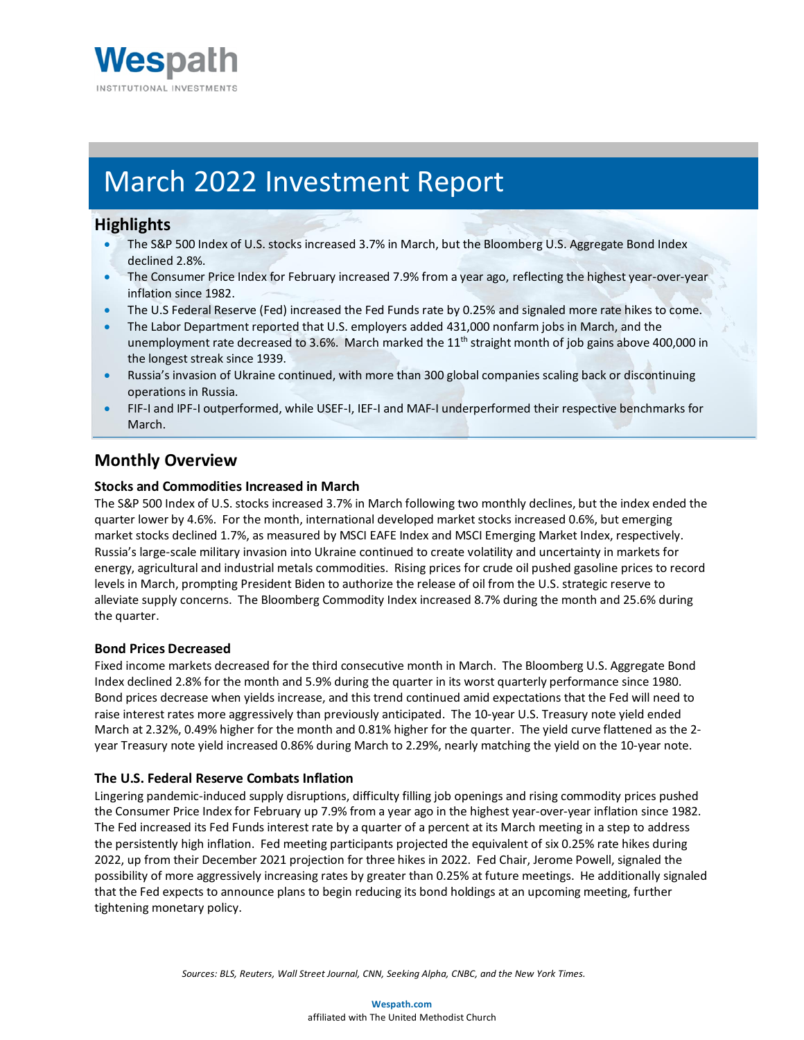Wespath

INSTITUTIONAL INVESTMENTS

# March 2022 Investment Report

## Highlights

- The S&P 500 Index of U.S. stocks increased 3.7% in March, but the Bloomberg U.S. Aggregate Bond Index declined 2.8%.
- The Consumer Price Index for February increased 7.9% from a year ago, reflecting the highest year-over-year inflation since 1982.
- The U.S Federal Reserve (Fed) increased the Fed Funds rate by 0.25% and signaled more rate hikes to come.
- The Labor Department reported that U.S. employers added 431,000 nonfarm jobs in March, and the unemployment rate decreased to 3.6%. March marked the 11th straight month of job gains above 400,000 in the longest streak since 1939.
- Russia's invasion of Ukraine continued, with more than 300 global companies scaling back or discontinuing operations in Russia.
- FIF-I and IPF-I outperformed, while USEF-I, IEF-I and MAF-I underperformed their respective benchmarks for March.

## Monthly Overview

### Stocks and Commodities Increased in March

The S&P 500 Index of U.S. stocks increased 3.7% in March following two monthly declines, but the index ended the quarter lower by 4.6%. For the month, international developed market stocks increased 0.6%, but emerging market stocks declined 1.7%, as measured by MSCI EAFE Index and MSCI Emerging Market Index, respectively. Russia's large-scale military invasion into Ukraine continued to create volatility and uncertainty in markets for energy, agricultural and industrial metals commodities. Rising prices for crude oil pushed gasoline prices to record levels in March, prompting President Biden to authorize the release of oil from the U.S. strategic reserve to alleviate supply concerns. The Bloomberg Commodity Index increased 8.7% during the month and 25.6% during the quarter.

### Bond Prices Decreased

Fixed income markets decreased for the third consecutive month in March. The Bloomberg U.S. Aggregate Bond Index declined 2.8% for the month and 5.9% during the quarter in its worst quarterly performance since 1980. Bond prices decrease when yields increase, and this trend continued amid expectations that the Fed will need to raise interest rates more aggressively than previously anticipated. The 10-year U.S. Treasury note yield ended March at 2.32%, 0.49% higher for the month and 0.81% higher for the quarter. The yield curve flattened as the 2-year Treasury note yield increased 0.86% during March to 2.29%, nearly matching the yield on the 10-year note.

### The U.S. Federal Reserve Combats Inflation

Lingering pandemic-induced supply disruptions, difficulty filling job openings and rising commodity prices pushed the Consumer Price Index for February up 7.9% from a year ago in the highest year-over-year inflation since 1982. The Fed increased its Fed Funds interest rate by a quarter of a percent at its March meeting in a step to address the persistently high inflation. Fed meeting participants projected the equivalent of six 0.25% rate hikes during 2022, up from their December 2021 projection for three hikes in 2022. Fed Chair, Jerome Powell, signaled the possibility of more aggressively increasing rates by greater than 0.25% at future meetings. He additionally signaled that the Fed expects to announce plans to begin reducing its bond holdings at an upcoming meeting, further tightening monetary policy.

*Sources: BLS, Reuters, Wall Street Journal, CNN, Seeking Alpha, CNBC, and the New York Times.*

**Wespath.com**
affiliated with The United Methodist Church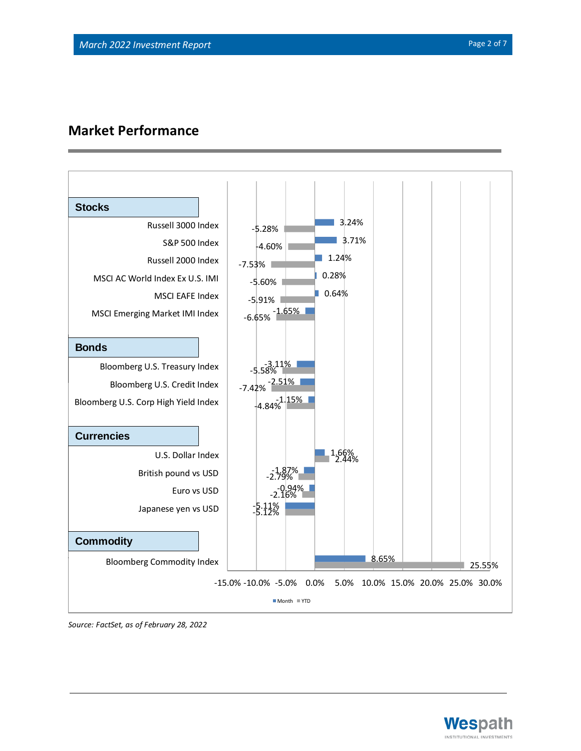## Market Performance

| Category | Index | Month | YTD |
|---|---|---|---|
| **Stocks** | Russell 3000 Index | 3.24% | -5.28% |
| | S&P 500 Index | 3.71% | -4.60% |
| | Russell 2000 Index | 1.24% | -7.53% |
| | MSCI AC World Index Ex U.S. IMI | 0.28% | -5.60% |
| | MSCI EAFE Index | 0.64% | -5.91% |
| | MSCI Emerging Market IMI Index | -1.65% | -6.65% |
| **Bonds** | Bloomberg U.S. Treasury Index | -3.11% | -5.58% |
| | Bloomberg U.S. Credit Index | -2.51% | -7.42% |
| | Bloomberg U.S. Corp High Yield Index | -1.15% | -4.84% |
| **Currencies** | U.S. Dollar Index | 1.66% | 2.44% |
| | British pound vs USD | -1.87% | -2.79% |
| | Euro vs USD | -0.94% | -2.16% |
| | Japanese yen vs USD | -5.11% | -5.12% |
| **Commodity** | Bloomberg Commodity Index | 8.65% | 25.55% |

*Source: FactSet, as of February 28, 2022*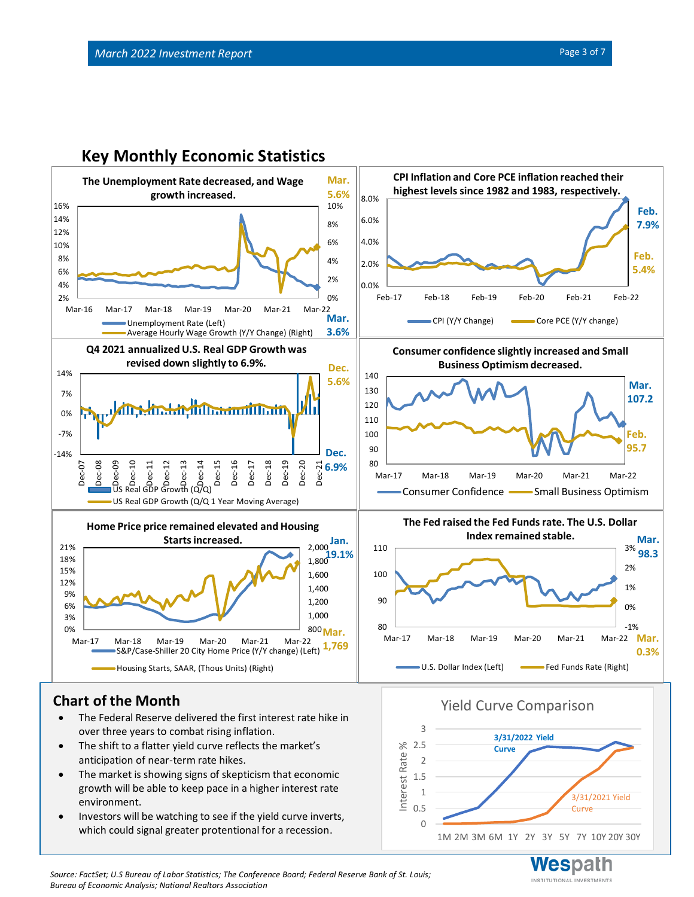## Key Monthly Economic Statistics

**The Unemployment Rate decreased, and Wage growth increased.**

Mar. 5.6%

Mar. 3.6%

Unemployment Rate (Left)
Average Hourly Wage Growth (Y/Y Change) (Right)

**CPI Inflation and Core PCE inflation reached their highest levels since 1982 and 1983, respectively.**

Feb. 7.9%

Feb. 5.4%

CPI (Y/Y Change) | Core PCE (Y/Y change)

**Q4 2021 annualized U.S. Real GDP Growth was revised down slightly to 6.9%.**

Dec. 5.6%

Dec. 6.9%

US Real GDP Growth (Q/Q)
US Real GDP Growth (Q/Q 1 Year Moving Average)

**Consumer confidence slightly increased and Small Business Optimism decreased.**

Mar. 107.2

Feb. 95.7

Consumer Confidence | Small Business Optimism

**Home Price price remained elevated and Housing Starts increased.**

Jan. 19.1%

Mar. 1,769

S&P/Case-Shiller 20 City Home Price (Y/Y change) (Left)
Housing Starts, SAAR, (Thous Units) (Right)

**The Fed raised the Fed Funds rate. The U.S. Dollar Index remained stable.**

Mar. 98.3

Mar. 0.3%

U.S. Dollar Index (Left) | Fed Funds Rate (Right)

## Chart of the Month

- The Federal Reserve delivered the first interest rate hike in over three years to combat rising inflation.
- The shift to a flatter yield curve reflects the market's anticipation of near-term rate hikes.
- The market is showing signs of skepticism that economic growth will be able to keep pace in a higher interest rate environment.
- Investors will be watching to see if the yield curve inverts, which could signal greater protentional for a recession.

**Yield Curve Comparison**

3/31/2022 Yield Curve

3/31/2021 Yield Curve

*Source: FactSet; U.S Bureau of Labor Statistics; The Conference Board; Federal Reserve Bank of St. Louis; Bureau of Economic Analysis; National Realtors Association*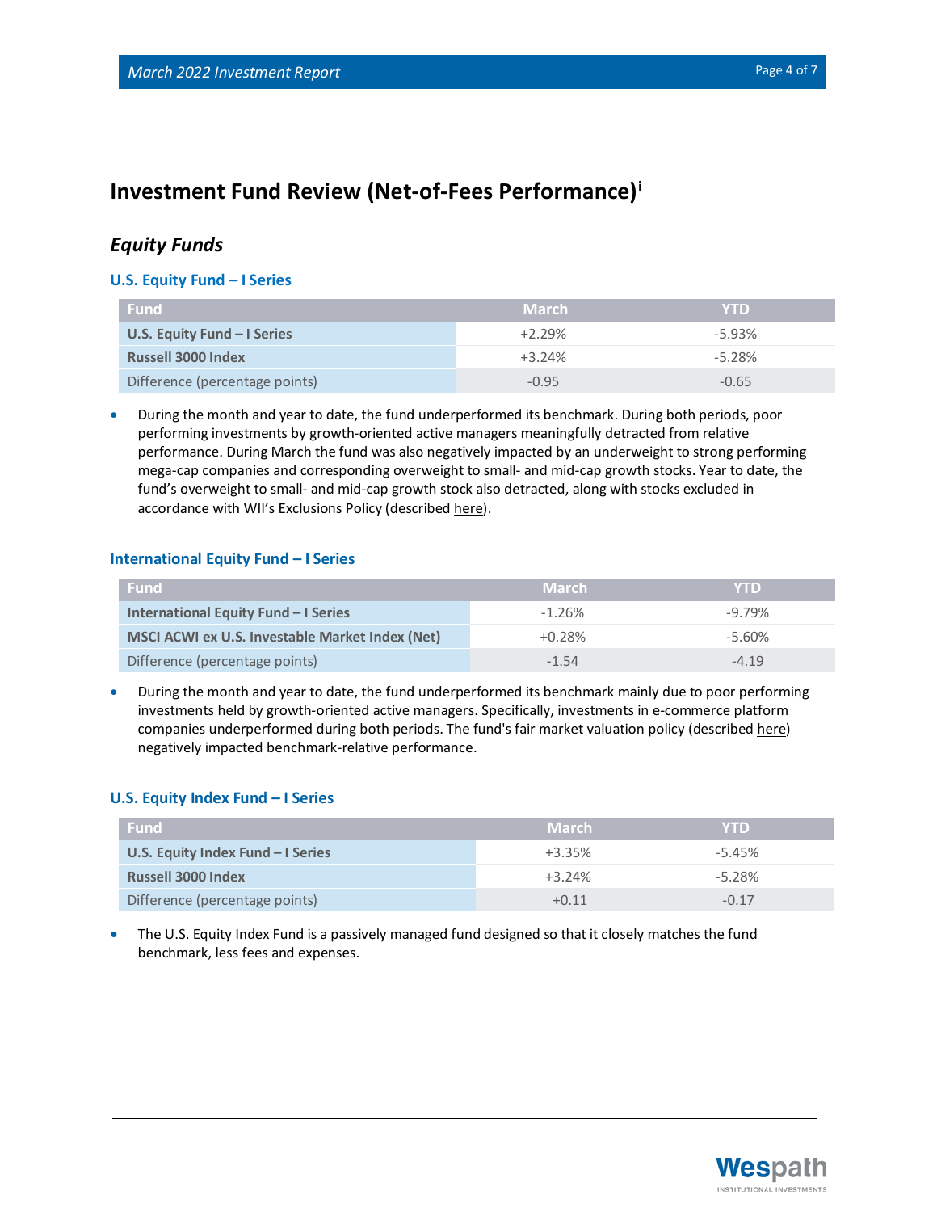# Investment Fund Review (Net-of-Fees Performance)[i]

## *Equity Funds*

### U.S. Equity Fund – I Series

| Fund | March | YTD |
|---|---|---|
| **U.S. Equity Fund – I Series** | +2.29% | -5.93% |
| **Russell 3000 Index** | +3.24% | -5.28% |
| Difference (percentage points) | -0.95 | -0.65 |

- During the month and year to date, the fund underperformed its benchmark. During both periods, poor performing investments by growth-oriented active managers meaningfully detracted from relative performance. During March the fund was also negatively impacted by an underweight to strong performing mega-cap companies and corresponding overweight to small- and mid-cap growth stocks. Year to date, the fund's overweight to small- and mid-cap growth stock also detracted, along with stocks excluded in accordance with WII's Exclusions Policy (described here).

### International Equity Fund – I Series

| Fund | March | YTD |
|---|---|---|
| **International Equity Fund – I Series** | -1.26% | -9.79% |
| **MSCI ACWI ex U.S. Investable Market Index (Net)** | +0.28% | -5.60% |
| Difference (percentage points) | -1.54 | -4.19 |

- During the month and year to date, the fund underperformed its benchmark mainly due to poor performing investments held by growth-oriented active managers. Specifically, investments in e-commerce platform companies underperformed during both periods. The fund's fair market valuation policy (described here) negatively impacted benchmark-relative performance.

### U.S. Equity Index Fund – I Series

| Fund | March | YTD |
|---|---|---|
| **U.S. Equity Index Fund – I Series** | +3.35% | -5.45% |
| **Russell 3000 Index** | +3.24% | -5.28% |
| Difference (percentage points) | +0.11 | -0.17 |

- The U.S. Equity Index Fund is a passively managed fund designed so that it closely matches the fund benchmark, less fees and expenses.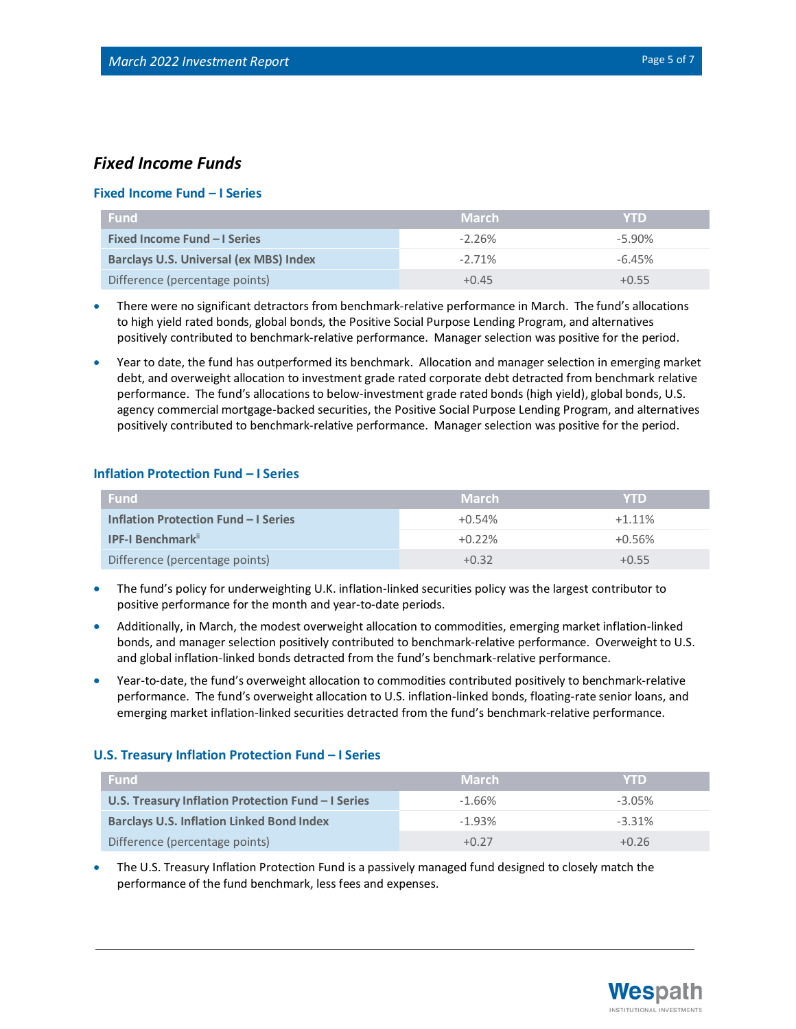## Fixed Income Funds

### Fixed Income Fund – I Series

| Fund | March | YTD |
|---|---|---|
| **Fixed Income Fund – I Series** | -2.26% | -5.90% |
| **Barclays U.S. Universal (ex MBS) Index** | -2.71% | -6.45% |
| Difference (percentage points) | +0.45 | +0.55 |

- There were no significant detractors from benchmark-relative performance in March. The fund's allocations to high yield rated bonds, global bonds, the Positive Social Purpose Lending Program, and alternatives positively contributed to benchmark-relative performance. Manager selection was positive for the period.
- Year to date, the fund has outperformed its benchmark. Allocation and manager selection in emerging market debt, and overweight allocation to investment grade rated corporate debt detracted from benchmark relative performance. The fund's allocations to below-investment grade rated bonds (high yield), global bonds, U.S. agency commercial mortgage-backed securities, the Positive Social Purpose Lending Program, and alternatives positively contributed to benchmark-relative performance. Manager selection was positive for the period.

### Inflation Protection Fund – I Series

| Fund | March | YTD |
|---|---|---|
| **Inflation Protection Fund – I Series** | +0.54% | +1.11% |
| **IPF-I Benchmark**[ii] | +0.22% | +0.56% |
| Difference (percentage points) | +0.32 | +0.55 |

- The fund's policy for underweighting U.K. inflation-linked securities policy was the largest contributor to positive performance for the month and year-to-date periods.
- Additionally, in March, the modest overweight allocation to commodities, emerging market inflation-linked bonds, and manager selection positively contributed to benchmark-relative performance. Overweight to U.S. and global inflation-linked bonds detracted from the fund's benchmark-relative performance.
- Year-to-date, the fund's overweight allocation to commodities contributed positively to benchmark-relative performance. The fund's overweight allocation to U.S. inflation-linked bonds, floating-rate senior loans, and emerging market inflation-linked securities detracted from the fund's benchmark-relative performance.

### U.S. Treasury Inflation Protection Fund – I Series

| Fund | March | YTD |
|---|---|---|
| **U.S. Treasury Inflation Protection Fund – I Series** | -1.66% | -3.05% |
| **Barclays U.S. Inflation Linked Bond Index** | -1.93% | -3.31% |
| Difference (percentage points) | +0.27 | +0.26 |

- The U.S. Treasury Inflation Protection Fund is a passively managed fund designed to closely match the performance of the fund benchmark, less fees and expenses.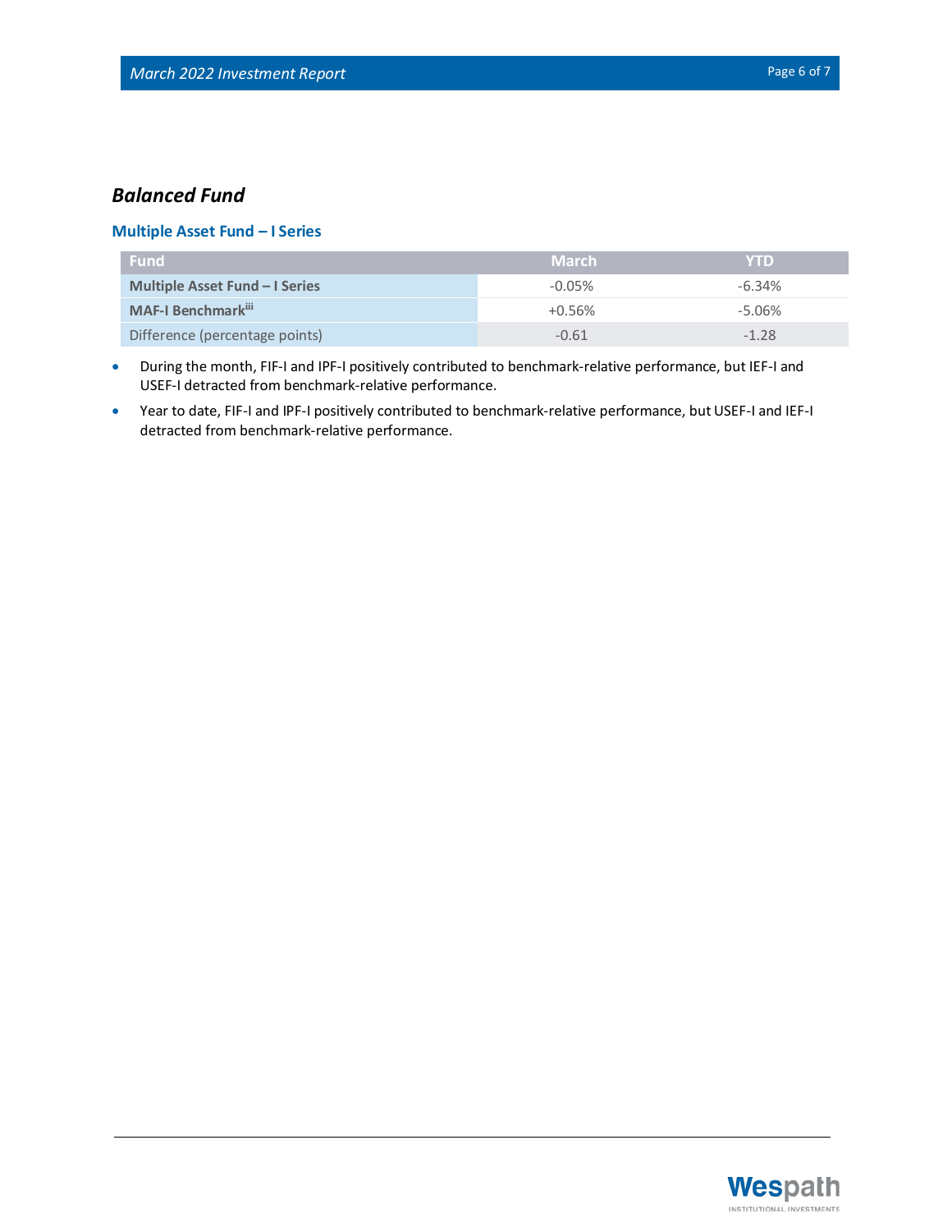## *Balanced Fund*

### Multiple Asset Fund – I Series

| Fund | March | YTD |
| --- | --- | --- |
| **Multiple Asset Fund – I Series** | -0.05% | -6.34% |
| **MAF-I Benchmark**[iii] | +0.56% | -5.06% |
| Difference (percentage points) | -0.61 | -1.28 |

- During the month, FIF-I and IPF-I positively contributed to benchmark-relative performance, but IEF-I and USEF-I detracted from benchmark-relative performance.
- Year to date, FIF-I and IPF-I positively contributed to benchmark-relative performance, but USEF-I and IEF-I detracted from benchmark-relative performance.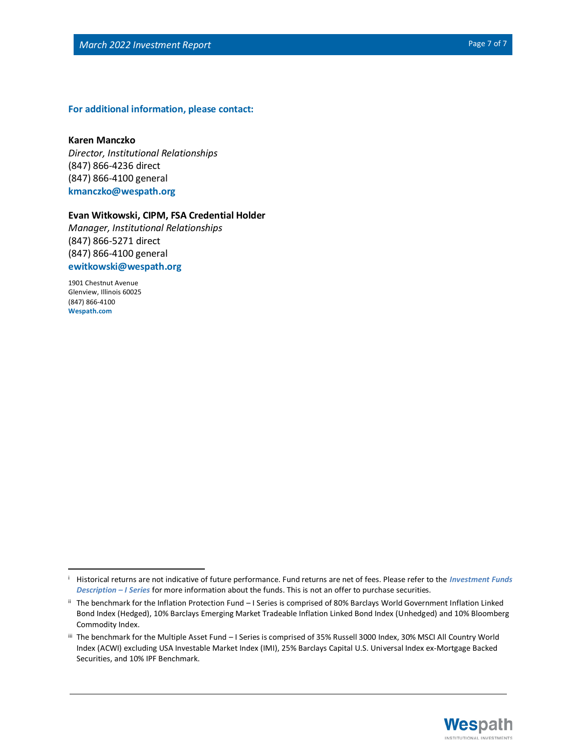**For additional information, please contact:**

**Karen Manczko**
*Director, Institutional Relationships*
(847) 866-4236 direct
(847) 866-4100 general
**kmanczko@wespath.org**

**Evan Witkowski, CIPM, FSA Credential Holder**
*Manager, Institutional Relationships*
(847) 866-5271 direct
(847) 866-4100 general
**ewitkowski@wespath.org**

1901 Chestnut Avenue
Glenview, Illinois 60025
(847) 866-4100
**Wespath.com**

---

[i] Historical returns are not indicative of future performance. Fund returns are net of fees. Please refer to the ***Investment Funds Description – I Series*** for more information about the funds. This is not an offer to purchase securities.

[ii] The benchmark for the Inflation Protection Fund – I Series is comprised of 80% Barclays World Government Inflation Linked Bond Index (Hedged), 10% Barclays Emerging Market Tradeable Inflation Linked Bond Index (Unhedged) and 10% Bloomberg Commodity Index.

[iii] The benchmark for the Multiple Asset Fund – I Series is comprised of 35% Russell 3000 Index, 30% MSCI All Country World Index (ACWI) excluding USA Investable Market Index (IMI), 25% Barclays Capital U.S. Universal Index ex-Mortgage Backed Securities, and 10% IPF Benchmark.